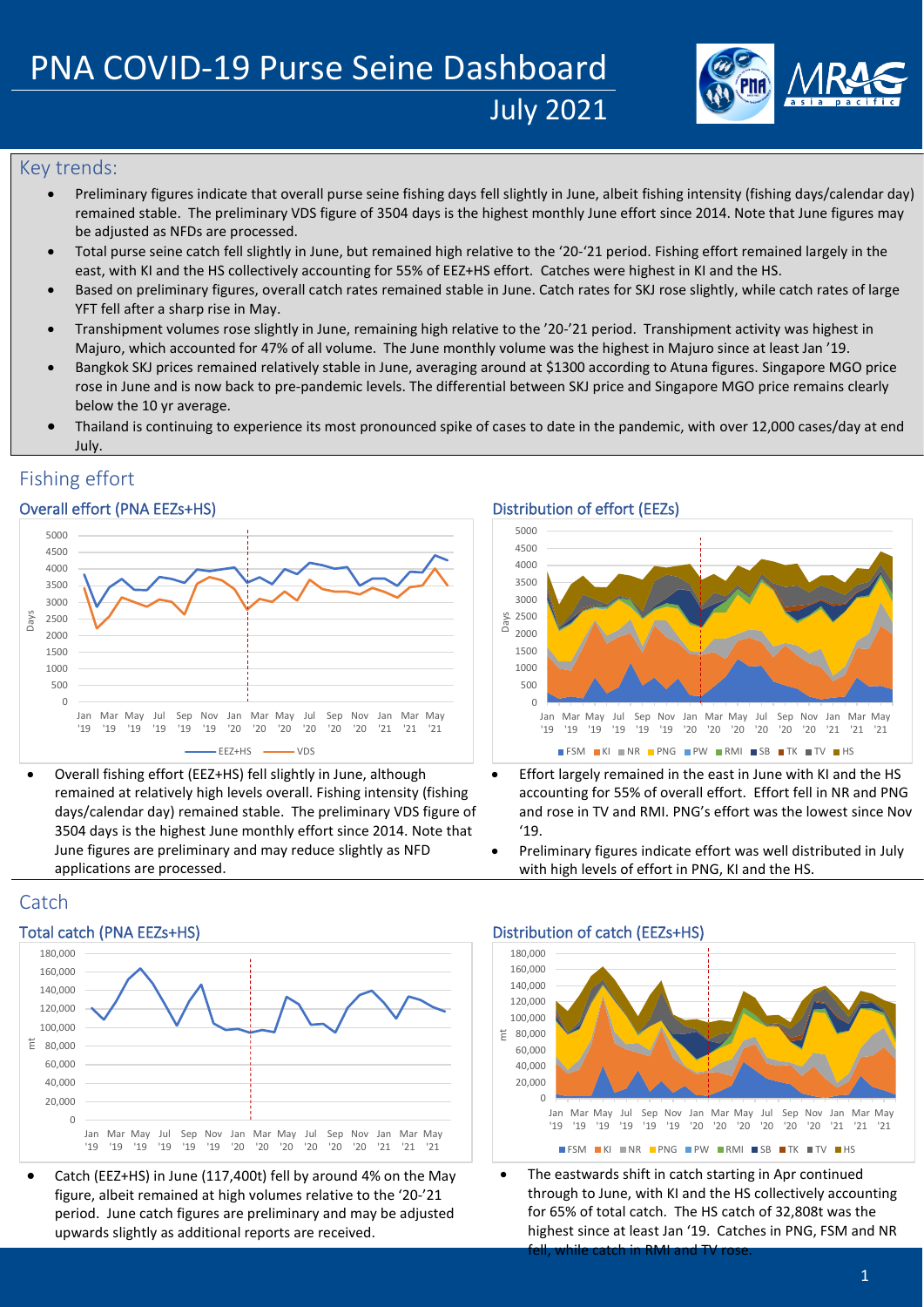# PNA COVID-19 Purse Seine Dashboard

July 2021

## Key trends:

- Preliminary figures indicate that overall purse seine fishing days fell slightly in June, albeit fishing intensity (fishing days/calendar day) remained stable. The preliminary VDS figure of 3504 days is the highest monthly June effort since 2014. Note that June figures may be adjusted as NFDs are processed.
- Total purse seine catch fell slightly in June, but remained high relative to the '20-'21 period. Fishing effort remained largely in the east, with KI and the HS collectively accounting for 55% of EEZ+HS effort. Catches were highest in KI and the HS.
- Based on preliminary figures, overall catch rates remained stable in June. Catch rates for SKJ rose slightly, while catch rates of large YFT fell after a sharp rise in May.
- Transhipment volumes rose slightly in June, remaining high relative to the '20-'21 period. Transhipment activity was highest in Majuro, which accounted for 47% of all volume. The June monthly volume was the highest in Majuro since at least Jan '19.
- Bangkok SKJ prices remained relatively stable in June, averaging around at $1300 according to Atuna figures. Singapore MGO price rose in June and is now back to pre-pandemic levels. The differential between SKJ price and Singapore MGO price remains clearly below the 10 yr average.
- Thailand is continuing to experience its most pronounced spike of cases to date in the pandemic, with over 12,000 cases/day at end July.

## Fishing effort

### Overall effort (PNA EEZs+HS)

- Overall fishing effort (EEZ+HS) fell slightly in June, although remained at relatively high levels overall. Fishing intensity (fishing days/calendar day) remained stable. The preliminary VDS figure of 3504 days is the highest June monthly effort since 2014. Note that June figures are preliminary and may reduce slightly as NFD applications are processed.

### Distribution of effort (EEZs)

- Effort largely remained in the east in June with KI and the HS accounting for 55% of overall effort. Effort fell in NR and PNG and rose in TV and RMI. PNG's effort was the lowest since Nov '19.
- Preliminary figures indicate effort was well distributed in July with high levels of effort in PNG, KI and the HS.

## Catch

### Total catch (PNA EEZs+HS)

- Catch (EEZ+HS) in June (117,400t) fell by around 4% on the May figure, albeit remained at high volumes relative to the '20-'21 period. June catch figures are preliminary and may be adjusted upwards slightly as additional reports are received.

### Distribution of catch (EEZs+HS)

- The eastwards shift in catch starting in Apr continued through to June, with KI and the HS collectively accounting for 65% of total catch. The HS catch of 32,808t was the highest since at least Jan '19. Catches in PNG, FSM and NR fell, while catch in RMI and TV rose.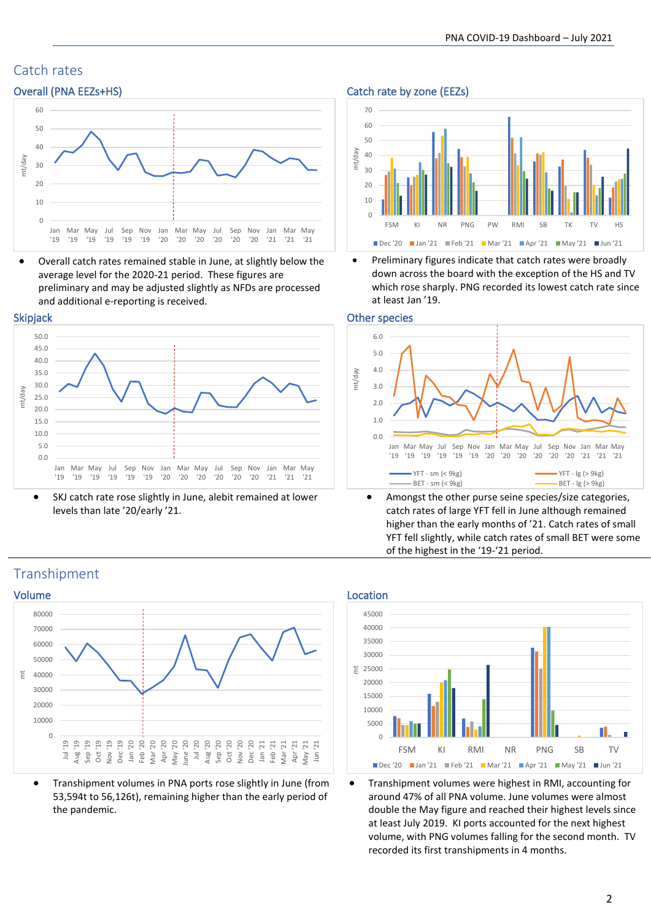## Catch rates

### Overall (PNA EEZs+HS)

- Overall catch rates remained stable in June, at slightly below the average level for the 2020-21 period. These figures are preliminary and may be adjusted slightly as NFDs are processed and additional e-reporting is received.

### Catch rate by zone (EEZs)

- Preliminary figures indicate that catch rates were broadly down across the board with the exception of the HS and TV which rose sharply. PNG recorded its lowest catch rate since at least Jan '19.

### Skipjack

- SKJ catch rate rose slightly in June, alebit remained at lower levels than late '20/early '21.

### Other species

- Amongst the other purse seine species/size categories, catch rates of large YFT fell in June although remained higher than the early months of '21. Catch rates of small YFT fell slightly, while catch rates of small BET were some of the highest in the '19-'21 period.

## Transhipment

### Volume

- Transhipment volumes in PNA ports rose slightly in June (from 53,594t to 56,126t), remaining higher than the early period of the pandemic.

### Location

- Transhipment volumes were highest in RMI, accounting for around 47% of all PNA volume. June volumes were almost double the May figure and reached their highest levels since at least July 2019. KI ports accounted for the next highest volume, with PNG volumes falling for the second month. TV recorded its first transhipments in 4 months.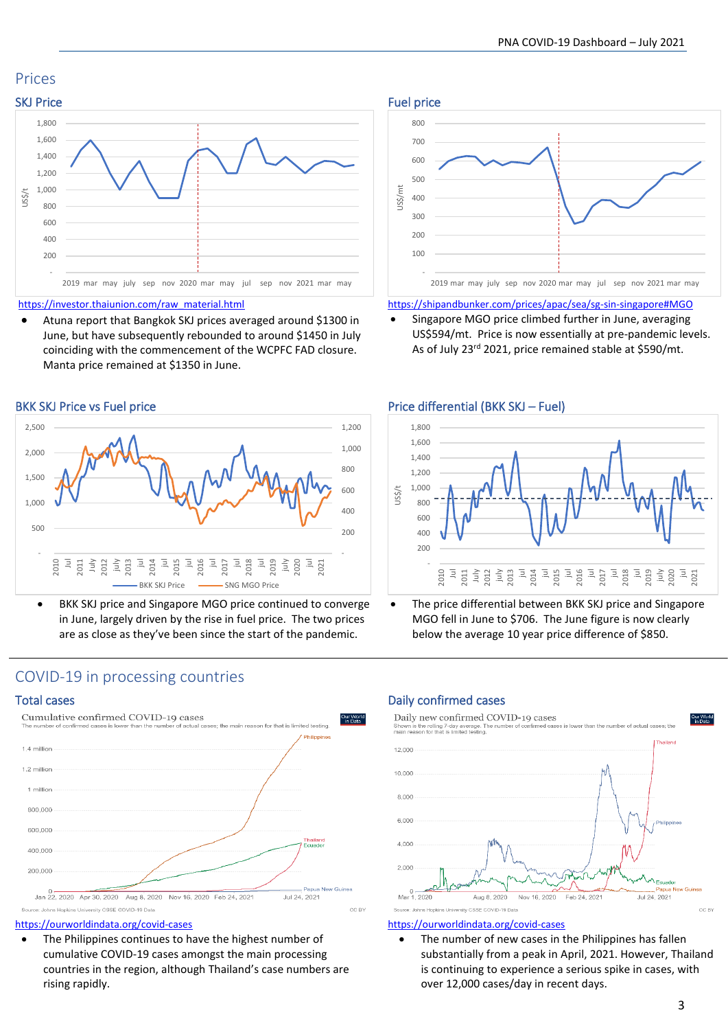# Prices

## SKJ Price

https://investor.thaiunion.com/raw_material.html

- Atuna report that Bangkok SKJ prices averaged around $1300 in June, but have subsequently rebounded to around $1450 in July coinciding with the commencement of the WCPFC FAD closure. Manta price remained at $1350 in June.

## Fuel price

https://shipandbunker.com/prices/apac/sea/sg-sin-singapore#MGO

- Singapore MGO price climbed further in June, averaging US$594/mt. Price is now essentially at pre-pandemic levels. As of July 23rd 2021, price remained stable at $590/mt.

## BKK SKJ Price vs Fuel price

- BKK SKJ price and Singapore MGO price continued to converge in June, largely driven by the rise in fuel price. The two prices are as close as they've been since the start of the pandemic.

## Price differential (BKK SKJ – Fuel)

- The price differential between BKK SKJ price and Singapore MGO price fell in June to $706. The June figure is now clearly below the average 10 year price difference of $850.

# COVID-19 in processing countries

## Total cases

https://ourworldindata.org/covid-cases

- The Philippines continues to have the highest number of cumulative COVID-19 cases amongst the main processing countries in the region, although Thailand's case numbers are rising rapidly.

## Daily confirmed cases

https://ourworldindata.org/covid-cases

- The number of new cases in the Philippines has fallen substantially from a peak in April, 2021. However, Thailand is continuing to experience a serious spike in cases, with over 12,000 cases/day in recent days.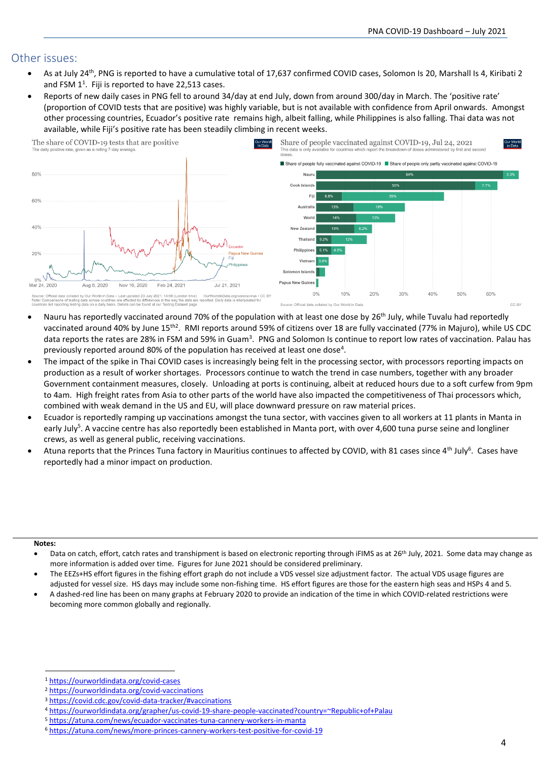## Other issues:

- As at July 24th, PNG is reported to have a cumulative total of 17,637 confirmed COVID cases, Solomon Is 20, Marshall Is 4, Kiribati 2 and FSM 1[1]. Fiji is reported to have 22,513 cases.
- Reports of new daily cases in PNG fell to around 34/day at end July, down from around 300/day in March. The 'positive rate' (proportion of COVID tests that are positive) was highly variable, but is not available with confidence from April onwards. Amongst other processing countries, Ecuador's positive rate remains high, albeit falling, while Philippines is also falling. Thai data was not available, while Fiji's positive rate has been steadily climbing in recent weeks.

The share of COVID-19 tests that are positive
The daily positive rate, given as a rolling 7-day average.
Our World in Data
80%
60%
40%
20%
0%
Mar 24, 2020
Aug 8, 2020
Nov 16, 2020
Feb 24, 2021
Jul 21, 2021
Ecuador
Papua New Guinea
Fiji
Philippines
Source: Official data collated by Our World in Data – Last updated 23 July 2021, 14:00 (London time) OurWorldInData.org/coronavirus • CC BY
Note: Comparisons of testing data across countries are affected by differences in the way the data are reported. Daily data is interpolated for countries not reporting testing data on a daily basis. Details can be found at our Testing Dataset page

Share of people vaccinated against COVID-19, Jul 24, 2021
This data is only available for countries which report the breakdown of doses administered by first and second doses.
Our World in Data
Share of people fully vaccinated against COVID-19
Share of people only partly vaccinated against COVID-19
Nauru 64% 5.3%
Cook Islands 50% 7.7%
Fiji 8.8% 35%
Australia 13% 18%
World 14% 13%
New Zealand 13% 6.2%
Thailand 5.2% 12%
Philippines 5.1% 4.8%
Vietnam 3.9%
Solomon Islands
Papua New Guinea
0% 10% 20% 30% 40% 50% 60%
Source: Official data collated by Our World in Data
CC BY

- Nauru has reportedly vaccinated around 70% of the population with at least one dose by 26th July, while Tuvalu had reportedly vaccinated around 40% by June 15th[2]. RMI reports around 59% of citizens over 18 are fully vaccinated (77% in Majuro), while US CDC data reports the rates are 28% in FSM and 59% in Guam[3]. PNG and Solomon Is continue to report low rates of vaccination. Palau has previously reported around 80% of the population has received at least one dose[4].
- The impact of the spike in Thai COVID cases is increasingly being felt in the processing sector, with processors reporting impacts on production as a result of worker shortages. Processors continue to watch the trend in case numbers, together with any broader Government containment measures, closely. Unloading at ports is continuing, albeit at reduced hours due to a soft curfew from 9pm to 4am. High freight rates from Asia to other parts of the world have also impacted the competitiveness of Thai processors which, combined with weak demand in the US and EU, will place downward pressure on raw material prices.
- Ecuador is reportedly ramping up vaccinations amongst the tuna sector, with vaccines given to all workers at 11 plants in Manta in early July[5]. A vaccine centre has also reportedly been established in Manta port, with over 4,600 tuna purse seine and longliner crews, as well as general public, receiving vaccinations.
- Atuna reports that the Princes Tuna factory in Mauritius continues to affected by COVID, with 81 cases since 4th July[6]. Cases have reportedly had a minor impact on production.

**Notes:**

- Data on catch, effort, catch rates and transhipment is based on electronic reporting through iFIMS as at 26th July, 2021. Some data may change as more information is added over time. Figures for June 2021 should be considered preliminary.
- The EEZs+HS effort figures in the fishing effort graph do not include a VDS vessel size adjustment factor. The actual VDS usage figures are adjusted for vessel size. HS days may include some non-fishing time. HS effort figures are those for the eastern high seas and HSPs 4 and 5.
- A dashed-red line has been on many graphs at February 2020 to provide an indication of the time in which COVID-related restrictions were becoming more common globally and regionally.

[1] https://ourworldindata.org/covid-cases
[2] https://ourworldindata.org/covid-vaccinations
[3] https://covid.cdc.gov/covid-data-tracker/#vaccinations
[4] https://ourworldindata.org/grapher/us-covid-19-share-people-vaccinated?country=~Republic+of+Palau
[5] https://atuna.com/news/ecuador-vaccinates-tuna-cannery-workers-in-manta
[6] https://atuna.com/news/more-princes-cannery-workers-test-positive-for-covid-19